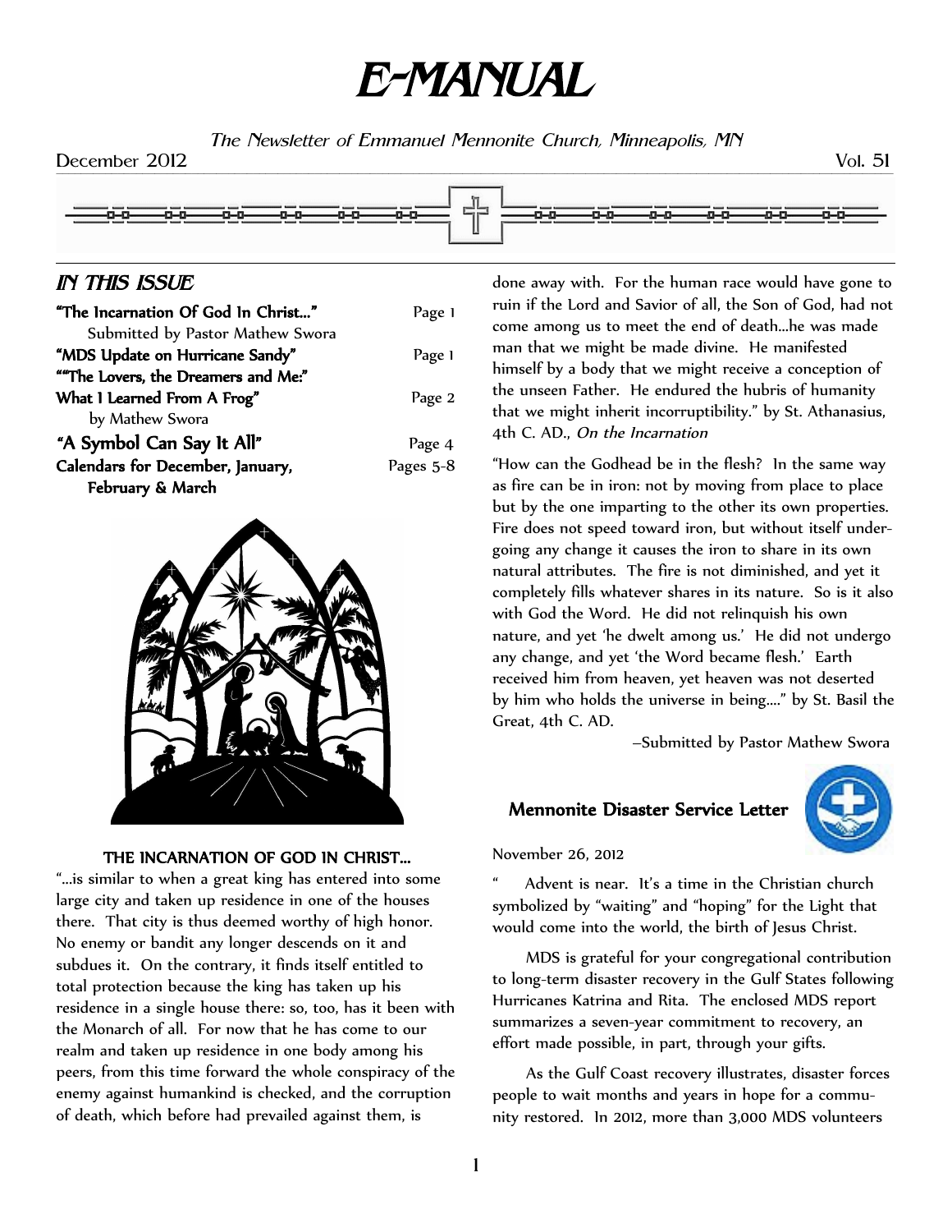# E-MANUAL

*The Newsletter of Emmanuel Mennonite Church, Minneapolis, MN*

December 2012 Vol. 51

## IN THIS ISSUE

| | |
|---|---|
| **"The Incarnation Of God In Christ…"** Submitted by Pastor Mathew Swora | Page 1 |
| **"MDS Update on Hurricane Sandy"** | Page 1 |
| **""The Lovers, the Dreamers and Me:" What I Learned From A Frog"** by Mathew Swora | Page 2 |
| **"A Symbol Can Say It All"** | Page 4 |
| **Calendars for December, January, February & March** | Pages 5-8 |

### THE INCARNATION OF GOD IN CHRIST…

"…is similar to when a great king has entered into some large city and taken up residence in one of the houses there. That city is thus deemed worthy of high honor. No enemy or bandit any longer descends on it and subdues it. On the contrary, it finds itself entitled to total protection because the king has taken up his residence in a single house there: so, too, has it been with the Monarch of all. For now that he has come to our realm and taken up residence in one body among his peers, from this time forward the whole conspiracy of the enemy against humankind is checked, and the corruption of death, which before had prevailed against them, is done away with. For the human race would have gone to ruin if the Lord and Savior of all, the Son of God, had not come among us to meet the end of death…he was made man that we might be made divine. He manifested himself by a body that we might receive a conception of the unseen Father. He endured the hubris of humanity that we might inherit incorruptibility." by St. Athanasius, 4th C. AD., *On the Incarnation*

"How can the Godhead be in the flesh? In the same way as fire can be in iron: not by moving from place to place but by the one imparting to the other its own properties. Fire does not speed toward iron, but without itself undergoing any change it causes the iron to share in its own natural attributes. The fire is not diminished, and yet it completely fills whatever shares in its nature. So is it also with God the Word. He did not relinquish his own nature, and yet 'he dwelt among us.' He did not undergo any change, and yet 'the Word became flesh.' Earth received him from heaven, yet heaven was not deserted by him who holds the universe in being…." by St. Basil the Great, 4th C. AD.

–Submitted by Pastor Mathew Swora

### Mennonite Disaster Service Letter

November 26, 2012

" Advent is near. It's a time in the Christian church symbolized by "waiting" and "hoping" for the Light that would come into the world, the birth of Jesus Christ.

MDS is grateful for your congregational contribution to long-term disaster recovery in the Gulf States following Hurricanes Katrina and Rita. The enclosed MDS report summarizes a seven-year commitment to recovery, an effort made possible, in part, through your gifts.

As the Gulf Coast recovery illustrates, disaster forces people to wait months and years in hope for a community restored. In 2012, more than 3,000 MDS volunteers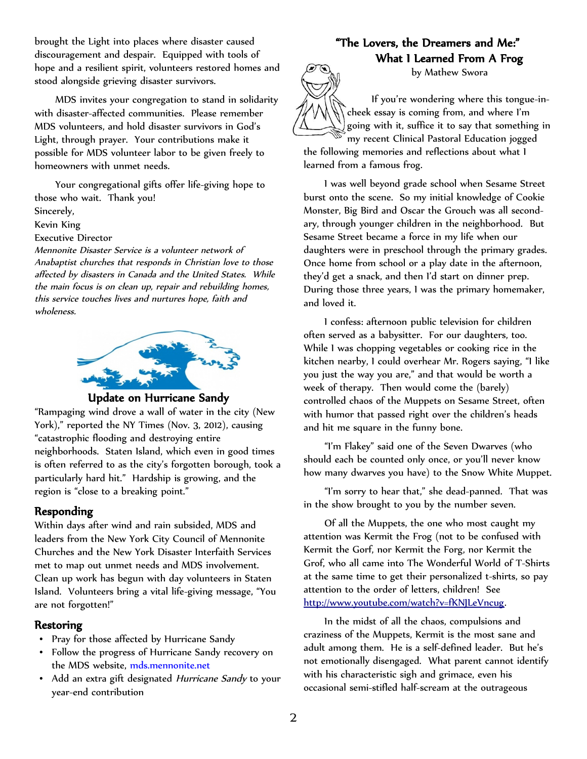brought the Light into places where disaster caused discouragement and despair. Equipped with tools of hope and a resilient spirit, volunteers restored homes and stood alongside grieving disaster survivors.

MDS invites your congregation to stand in solidarity with disaster-affected communities. Please remember MDS volunteers, and hold disaster survivors in God's Light, through prayer. Your contributions make it possible for MDS volunteer labor to be given freely to homeowners with unmet needs.

Your congregational gifts offer life-giving hope to those who wait. Thank you!

Sincerely,
Kevin King
Executive Director

*Mennonite Disaster Service is a volunteer network of Anabaptist churches that responds in Christian love to those affected by disasters in Canada and the United States. While the main focus is on clean up, repair and rebuilding homes, this service touches lives and nurtures hope, faith and wholeness.*

## Update on Hurricane Sandy

"Rampaging wind drove a wall of water in the city (New York)," reported the NY Times (Nov. 3, 2012), causing "catastrophic flooding and destroying entire neighborhoods. Staten Island, which even in good times is often referred to as the city's forgotten borough, took a particularly hard hit." Hardship is growing, and the region is "close to a breaking point."

### Responding

Within days after wind and rain subsided, MDS and leaders from the New York City Council of Mennonite Churches and the New York Disaster Interfaith Services met to map out unmet needs and MDS involvement. Clean up work has begun with day volunteers in Staten Island. Volunteers bring a vital life-giving message, "You are not forgotten!"

### Restoring

- Pray for those affected by Hurricane Sandy
- Follow the progress of Hurricane Sandy recovery on the MDS website, mds.mennonite.net
- Add an extra gift designated *Hurricane Sandy* to your year-end contribution

## "The Lovers, the Dreamers and Me:" What I Learned From A Frog

by Mathew Swora

If you're wondering where this tongue-in-cheek essay is coming from, and where I'm going with it, suffice it to say that something in my recent Clinical Pastoral Education jogged the following memories and reflections about what I learned from a famous frog.

I was well beyond grade school when Sesame Street burst onto the scene. So my initial knowledge of Cookie Monster, Big Bird and Oscar the Grouch was all second-ary, through younger children in the neighborhood. But Sesame Street became a force in my life when our daughters were in preschool through the primary grades. Once home from school or a play date in the afternoon, they'd get a snack, and then I'd start on dinner prep. During those three years, I was the primary homemaker, and loved it.

I confess: afternoon public television for children often served as a babysitter. For our daughters, too. While I was chopping vegetables or cooking rice in the kitchen nearby, I could overhear Mr. Rogers saying, "I like you just the way you are," and that would be worth a week of therapy. Then would come the (barely) controlled chaos of the Muppets on Sesame Street, often with humor that passed right over the children's heads and hit me square in the funny bone.

"I'm Flakey" said one of the Seven Dwarves (who should each be counted only once, or you'll never know how many dwarves you have) to the Snow White Muppet.

"I'm sorry to hear that," she dead-panned. That was in the show brought to you by the number seven.

Of all the Muppets, the one who most caught my attention was Kermit the Frog (not to be confused with Kermit the Gorf, nor Kermit the Forg, nor Kermit the Grof, who all came into The Wonderful World of T-Shirts at the same time to get their personalized t-shirts, so pay attention to the order of letters, children! See http://www.youtube.com/watch?v=fKNJLeVncug.

In the midst of all the chaos, compulsions and craziness of the Muppets, Kermit is the most sane and adult among them. He is a self-defined leader. But he's not emotionally disengaged. What parent cannot identify with his characteristic sigh and grimace, even his occasional semi-stifled half-scream at the outrageous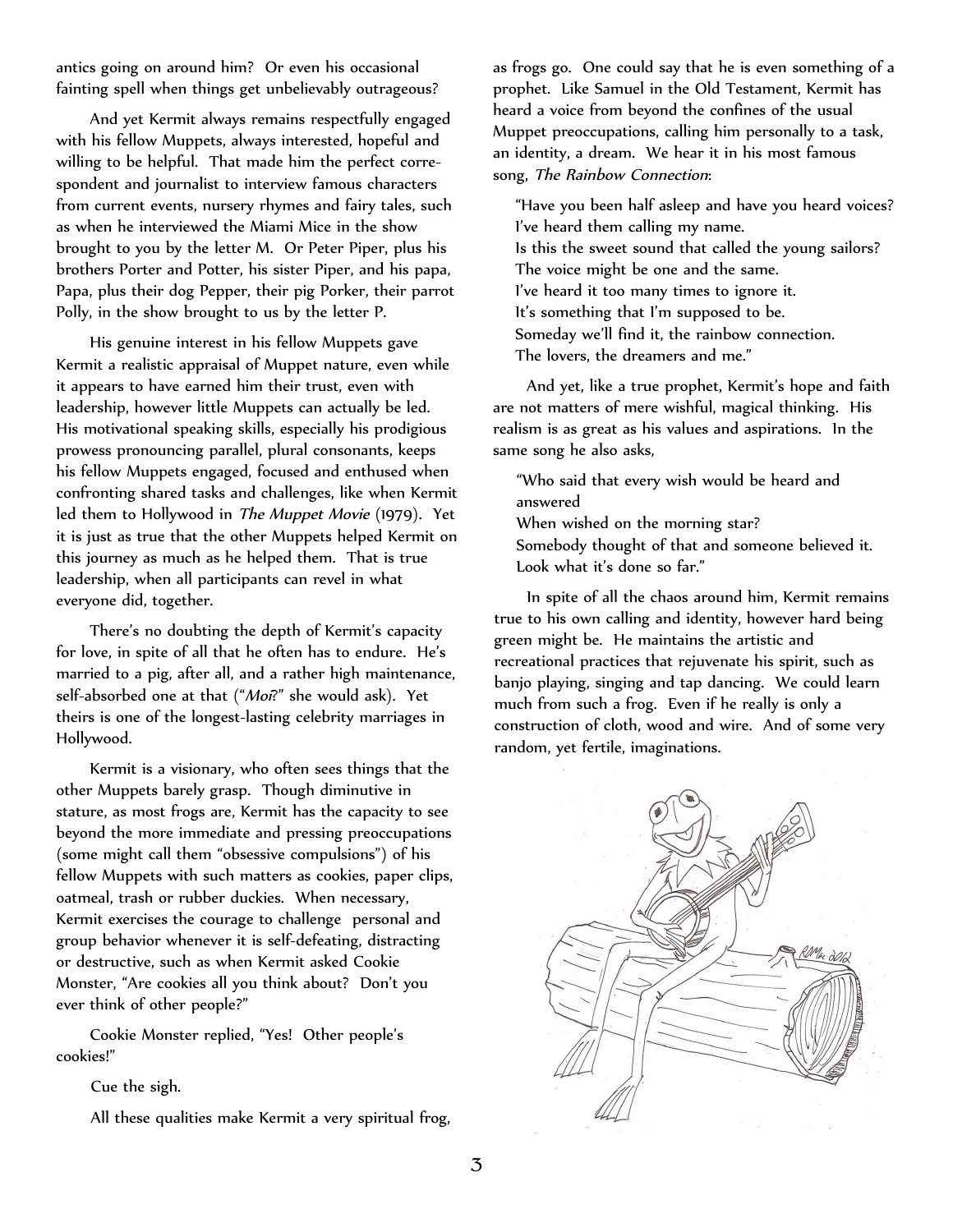antics going on around him? Or even his occasional fainting spell when things get unbelievably outrageous?

And yet Kermit always remains respectfully engaged with his fellow Muppets, always interested, hopeful and willing to be helpful. That made him the perfect correspondent and journalist to interview famous characters from current events, nursery rhymes and fairy tales, such as when he interviewed the Miami Mice in the show brought to you by the letter M. Or Peter Piper, plus his brothers Porter and Potter, his sister Piper, and his papa, Papa, plus their dog Pepper, their pig Porker, their parrot Polly, in the show brought to us by the letter P.

His genuine interest in his fellow Muppets gave Kermit a realistic appraisal of Muppet nature, even while it appears to have earned him their trust, even with leadership, however little Muppets can actually be led. His motivational speaking skills, especially his prodigious prowess pronouncing parallel, plural consonants, keeps his fellow Muppets engaged, focused and enthused when confronting shared tasks and challenges, like when Kermit led them to Hollywood in *The Muppet Movie* (1979). Yet it is just as true that the other Muppets helped Kermit on this journey as much as he helped them. That is true leadership, when all participants can revel in what everyone did, together.

There's no doubting the depth of Kermit's capacity for love, in spite of all that he often has to endure. He's married to a pig, after all, and a rather high maintenance, self-absorbed one at that ("*Moi*?" she would ask). Yet theirs is one of the longest-lasting celebrity marriages in Hollywood.

Kermit is a visionary, who often sees things that the other Muppets barely grasp. Though diminutive in stature, as most frogs are, Kermit has the capacity to see beyond the more immediate and pressing preoccupations (some might call them "obsessive compulsions") of his fellow Muppets with such matters as cookies, paper clips, oatmeal, trash or rubber duckies. When necessary, Kermit exercises the courage to challenge personal and group behavior whenever it is self-defeating, distracting or destructive, such as when Kermit asked Cookie Monster, "Are cookies all you think about? Don't you ever think of other people?"

Cookie Monster replied, "Yes! Other people's cookies!"

Cue the sigh.

All these qualities make Kermit a very spiritual frog, as frogs go. One could say that he is even something of a prophet. Like Samuel in the Old Testament, Kermit has heard a voice from beyond the confines of the usual Muppet preoccupations, calling him personally to a task, an identity, a dream. We hear it in his most famous song, *The Rainbow Connection*:

> "Have you been half asleep and have you heard voices?
> I've heard them calling my name.
> Is this the sweet sound that called the young sailors?
> The voice might be one and the same.
> I've heard it too many times to ignore it.
> It's something that I'm supposed to be.
> Someday we'll find it, the rainbow connection.
> The lovers, the dreamers and me."

And yet, like a true prophet, Kermit's hope and faith are not matters of mere wishful, magical thinking. His realism is as great as his values and aspirations. In the same song he also asks,

> "Who said that every wish would be heard and answered
> When wished on the morning star?
> Somebody thought of that and someone believed it.
> Look what it's done so far."

In spite of all the chaos around him, Kermit remains true to his own calling and identity, however hard being green might be. He maintains the artistic and recreational practices that rejuvenate his spirit, such as banjo playing, singing and tap dancing. We could learn much from such a frog. Even if he really is only a construction of cloth, wood and wire. And of some very random, yet fertile, imaginations.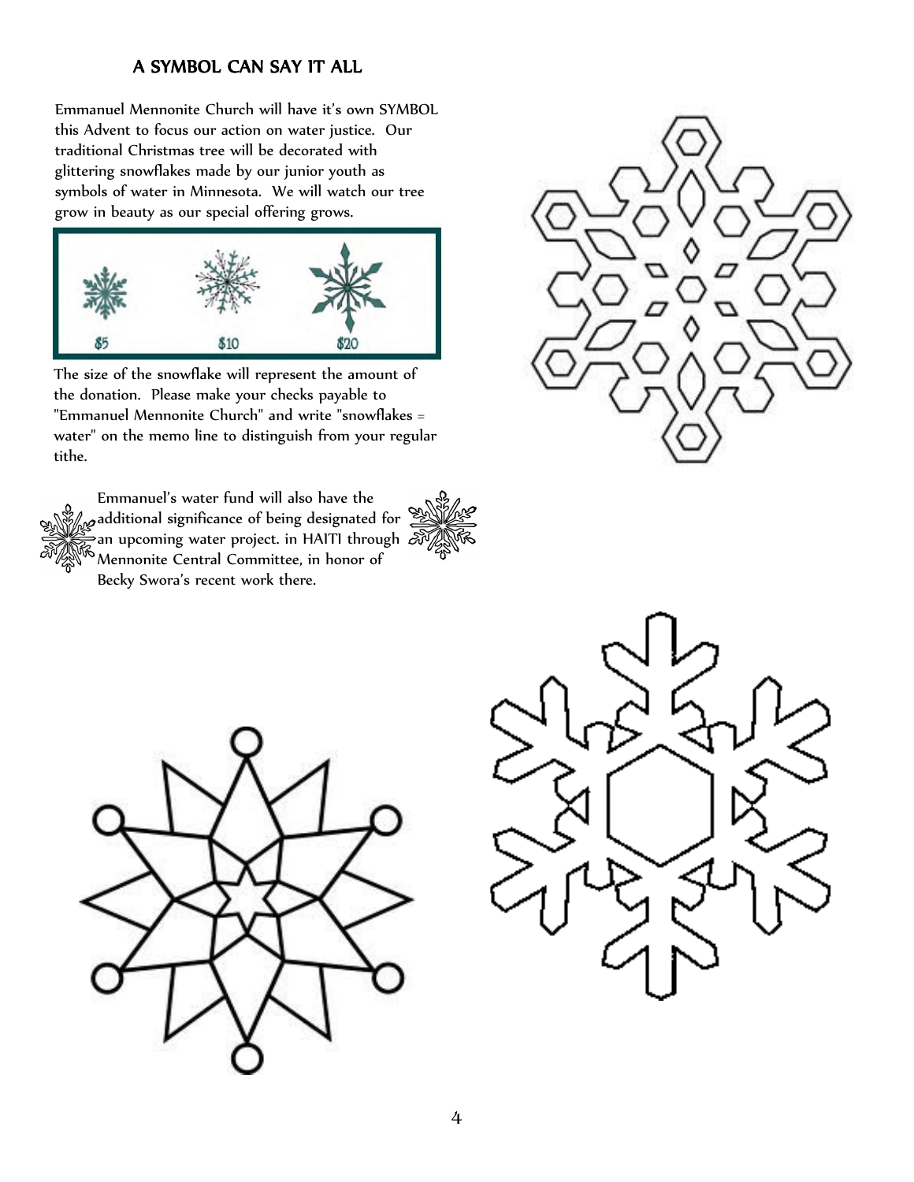## A SYMBOL CAN SAY IT ALL

Emmanuel Mennonite Church will have it's own SYMBOL this Advent to focus our action on water justice. Our traditional Christmas tree will be decorated with glittering snowflakes made by our junior youth as symbols of water in Minnesota. We will watch our tree grow in beauty as our special offering grows.

$5 $10 $20

The size of the snowflake will represent the amount of the donation. Please make your checks payable to "Emmanuel Mennonite Church" and write "snowflakes = water" on the memo line to distinguish from your regular tithe.

Emmanuel's water fund will also have the additional significance of being designated for an upcoming water project. in HAITI through Mennonite Central Committee, in honor of Becky Swora's recent work there.